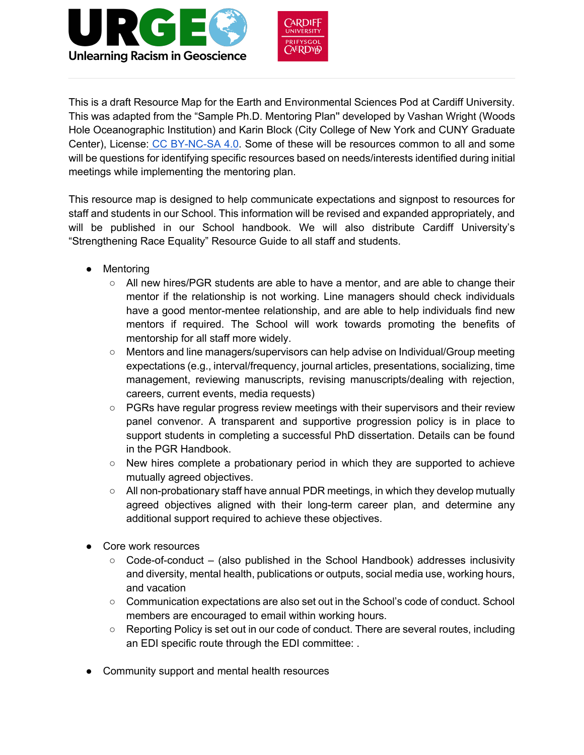URGE Unlearning Racism in Geoscience

Cardiff University / Prifysgol Caerdydd

This is a draft Resource Map for the Earth and Environmental Sciences Pod at Cardiff University. This was adapted from the "Sample Ph.D. Mentoring Plan" developed by Vashan Wright (Woods Hole Oceanographic Institution) and Karin Block (City College of New York and CUNY Graduate Center), License: [CC BY-NC-SA 4.0](). Some of these will be resources common to all and some will be questions for identifying specific resources based on needs/interests identified during initial meetings while implementing the mentoring plan.

This resource map is designed to help communicate expectations and signpost to resources for staff and students in our School. This information will be revised and expanded appropriately, and will be published in our School handbook. We will also distribute Cardiff University's "Strengthening Race Equality" Resource Guide to all staff and students.

- Mentoring
  - All new hires/PGR students are able to have a mentor, and are able to change their mentor if the relationship is not working. Line managers should check individuals have a good mentor-mentee relationship, and are able to help individuals find new mentors if required. The School will work towards promoting the benefits of mentorship for all staff more widely.
  - Mentors and line managers/supervisors can help advise on Individual/Group meeting expectations (e.g., interval/frequency, journal articles, presentations, socializing, time management, reviewing manuscripts, revising manuscripts/dealing with rejection, careers, current events, media requests)
  - PGRs have regular progress review meetings with their supervisors and their review panel convenor. A transparent and supportive progression policy is in place to support students in completing a successful PhD dissertation. Details can be found in the PGR Handbook.
  - New hires complete a probationary period in which they are supported to achieve mutually agreed objectives.
  - All non-probationary staff have annual PDR meetings, in which they develop mutually agreed objectives aligned with their long-term career plan, and determine any additional support required to achieve these objectives.

- Core work resources
  - Code-of-conduct – (also published in the School Handbook) addresses inclusivity and diversity, mental health, publications or outputs, social media use, working hours, and vacation
  - Communication expectations are also set out in the School's code of conduct. School members are encouraged to email within working hours.
  - Reporting Policy is set out in our code of conduct. There are several routes, including an EDI specific route through the EDI committee: .

- Community support and mental health resources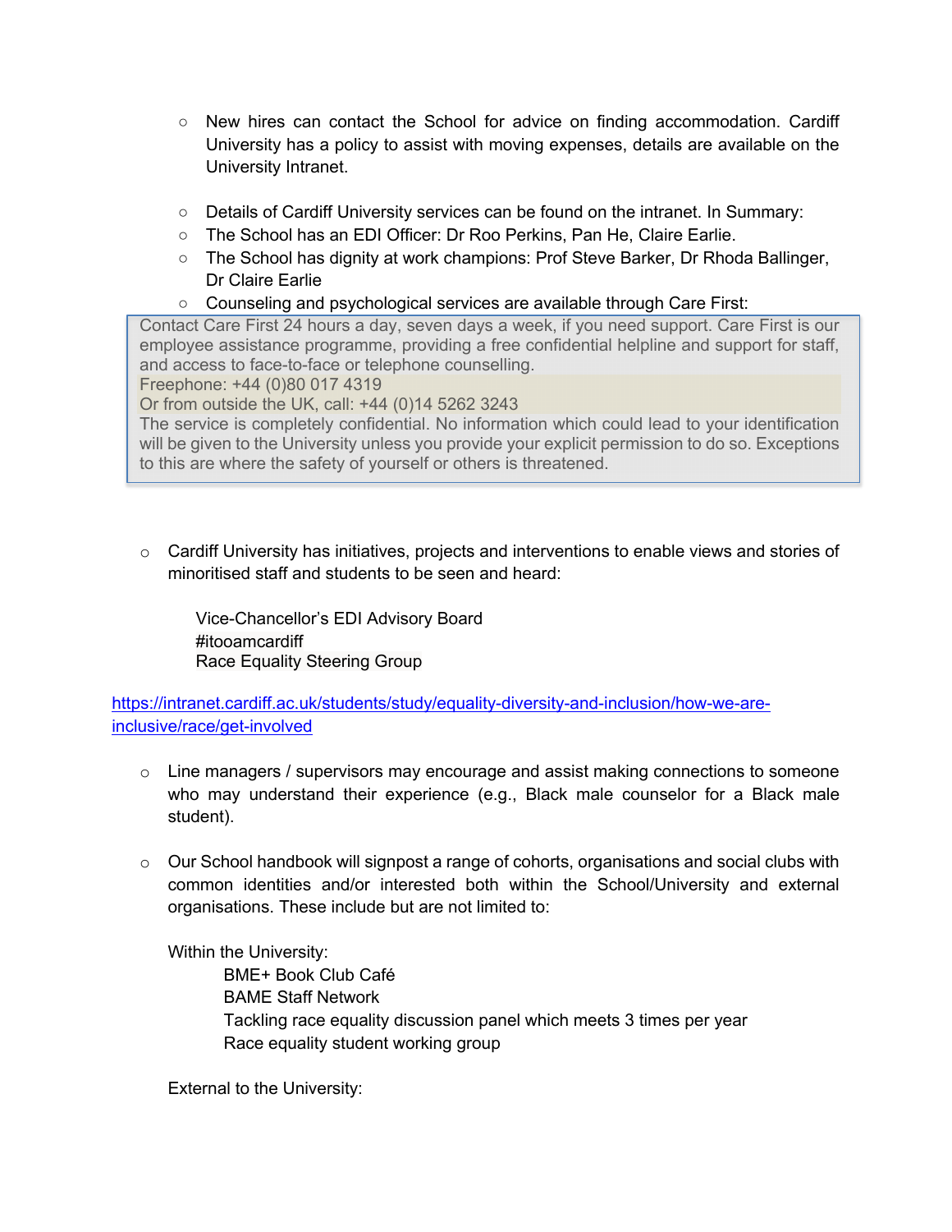- New hires can contact the School for advice on finding accommodation. Cardiff University has a policy to assist with moving expenses, details are available on the University Intranet.

- Details of Cardiff University services can be found on the intranet. In Summary:
- The School has an EDI Officer: Dr Roo Perkins, Pan He, Claire Earlie.
- The School has dignity at work champions: Prof Steve Barker, Dr Rhoda Ballinger, Dr Claire Earlie
- Counseling and psychological services are available through Care First:

> Contact Care First 24 hours a day, seven days a week, if you need support. Care First is our employee assistance programme, providing a free confidential helpline and support for staff, and access to face-to-face or telephone counselling.
> Freephone: +44 (0)80 017 4319
> Or from outside the UK, call: +44 (0)14 5262 3243
> The service is completely confidential. No information which could lead to your identification will be given to the University unless you provide your explicit permission to do so. Exceptions to this are where the safety of yourself or others is threatened.

- Cardiff University has initiatives, projects and interventions to enable views and stories of minoritised staff and students to be seen and heard:

  Vice-Chancellor's EDI Advisory Board
  #itooamcardiff
  Race Equality Steering Group

https://intranet.cardiff.ac.uk/students/study/equality-diversity-and-inclusion/how-we-are-inclusive/race/get-involved

- Line managers / supervisors may encourage and assist making connections to someone who may understand their experience (e.g., Black male counselor for a Black male student).

- Our School handbook will signpost a range of cohorts, organisations and social clubs with common identities and/or interested both within the School/University and external organisations. These include but are not limited to:

  Within the University:
  - BME+ Book Club Café
  - BAME Staff Network
  - Tackling race equality discussion panel which meets 3 times per year
  - Race equality student working group

  External to the University: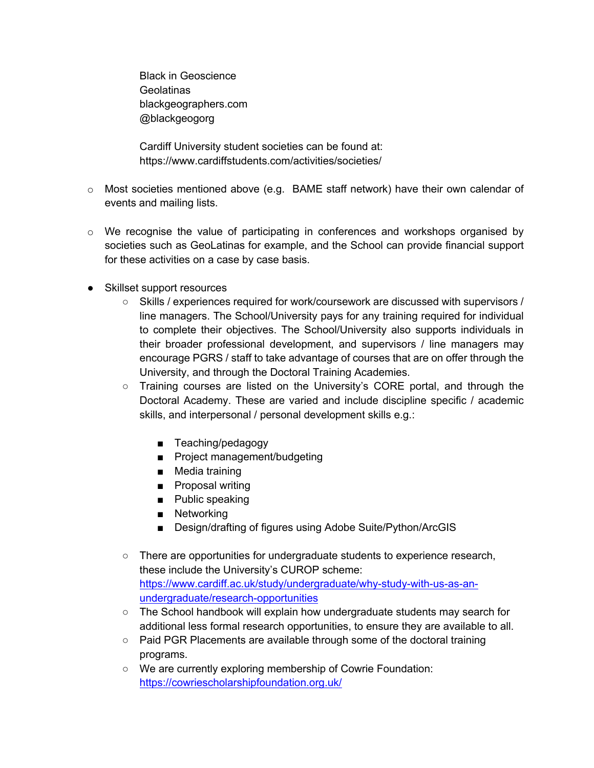Black in Geoscience
Geolatinas
blackgeographers.com
@blackgeogorg

Cardiff University student societies can be found at:
https://www.cardiffstudents.com/activities/societies/

- Most societies mentioned above (e.g. BAME staff network) have their own calendar of events and mailing lists.

- We recognise the value of participating in conferences and workshops organised by societies such as GeoLatinas for example, and the School can provide financial support for these activities on a case by case basis.

- Skillset support resources
  - Skills / experiences required for work/coursework are discussed with supervisors / line managers. The School/University pays for any training required for individual to complete their objectives. The School/University also supports individuals in their broader professional development, and supervisors / line managers may encourage PGRS / staff to take advantage of courses that are on offer through the University, and through the Doctoral Training Academies.
  - Training courses are listed on the University's CORE portal, and through the Doctoral Academy. These are varied and include discipline specific / academic skills, and interpersonal / personal development skills e.g.:

    - Teaching/pedagogy
    - Project management/budgeting
    - Media training
    - Proposal writing
    - Public speaking
    - Networking
    - Design/drafting of figures using Adobe Suite/Python/ArcGIS

  - There are opportunities for undergraduate students to experience research, these include the University's CUROP scheme: [https://www.cardiff.ac.uk/study/undergraduate/why-study-with-us-as-an-undergraduate/research-opportunities](https://www.cardiff.ac.uk/study/undergraduate/why-study-with-us-as-an-undergraduate/research-opportunities)
  - The School handbook will explain how undergraduate students may search for additional less formal research opportunities, to ensure they are available to all.
  - Paid PGR Placements are available through some of the doctoral training programs.
  - We are currently exploring membership of Cowrie Foundation: [https://cowriescholarshipfoundation.org.uk/](https://cowriescholarshipfoundation.org.uk/)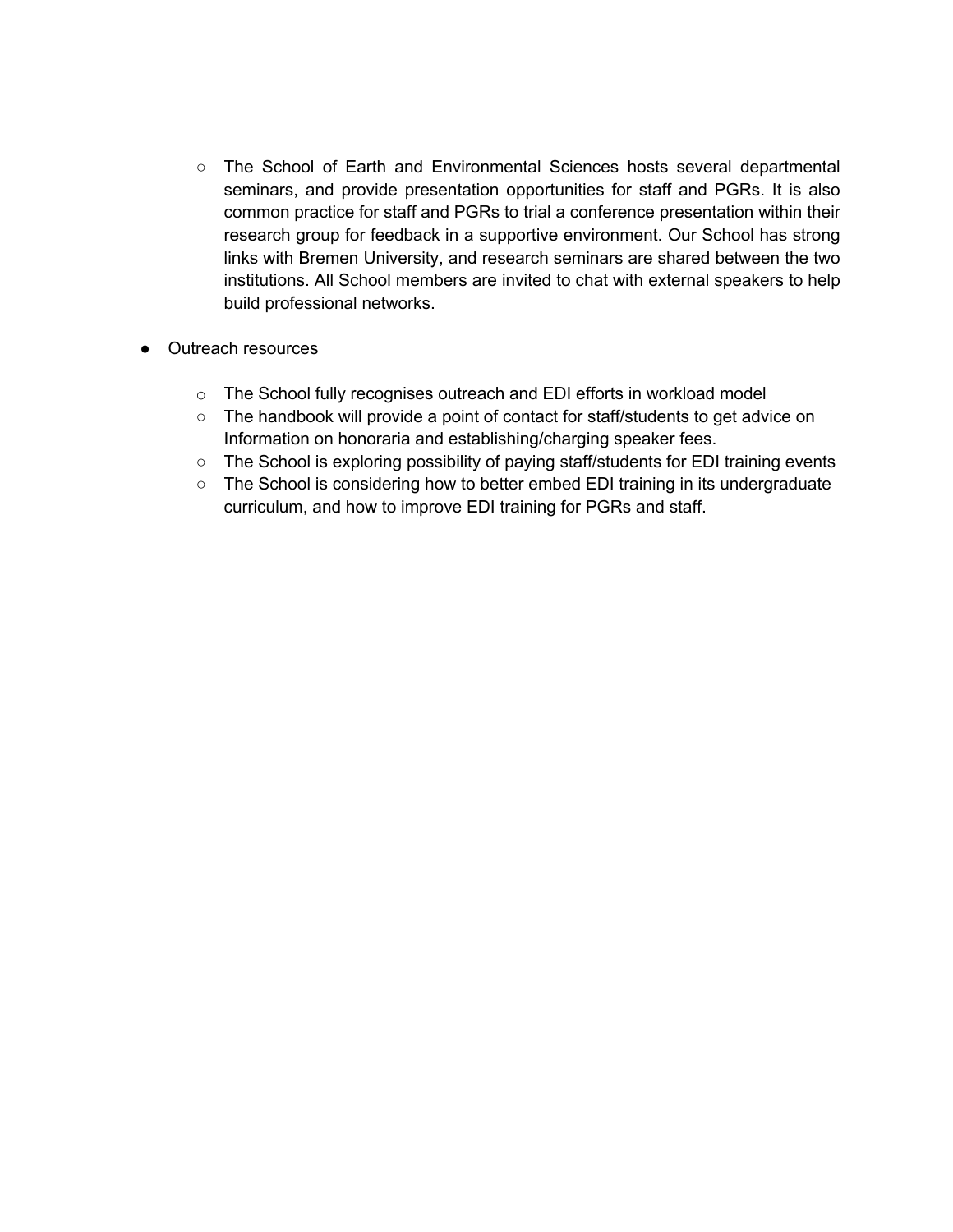- The School of Earth and Environmental Sciences hosts several departmental seminars, and provide presentation opportunities for staff and PGRs. It is also common practice for staff and PGRs to trial a conference presentation within their research group for feedback in a supportive environment. Our School has strong links with Bremen University, and research seminars are shared between the two institutions. All School members are invited to chat with external speakers to help build professional networks.

- Outreach resources
    - The School fully recognises outreach and EDI efforts in workload model
    - The handbook will provide a point of contact for staff/students to get advice on Information on honoraria and establishing/charging speaker fees.
    - The School is exploring possibility of paying staff/students for EDI training events
    - The School is considering how to better embed EDI training in its undergraduate curriculum, and how to improve EDI training for PGRs and staff.